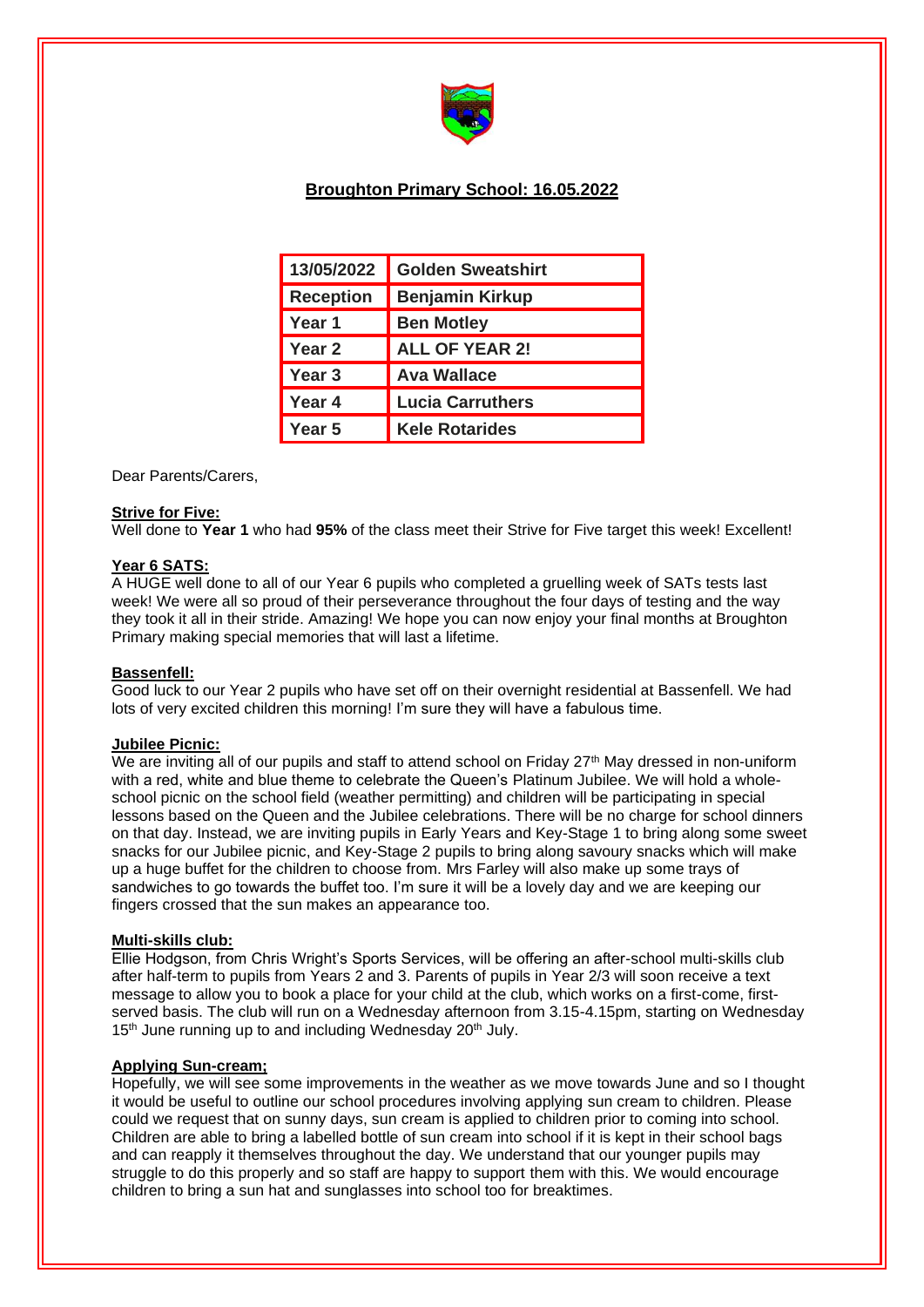# Broughton Primary School: 16.05.2022

| 13/05/2022 | Golden Sweatshirt |
|---|---|
| Reception | Benjamin Kirkup |
| Year 1 | Ben Motley |
| Year 2 | ALL OF YEAR 2! |
| Year 3 | Ava Wallace |
| Year 4 | Lucia Carruthers |
| Year 5 | Kele Rotarides |

Dear Parents/Carers,

**Strive for Five:**
Well done to **Year 1** who had **95%** of the class meet their Strive for Five target this week! Excellent!

**Year 6 SATS:**
A HUGE well done to all of our Year 6 pupils who completed a gruelling week of SATs tests last week! We were all so proud of their perseverance throughout the four days of testing and the way they took it all in their stride. Amazing! We hope you can now enjoy your final months at Broughton Primary making special memories that will last a lifetime.

**Bassenfell:**
Good luck to our Year 2 pupils who have set off on their overnight residential at Bassenfell. We had lots of very excited children this morning! I'm sure they will have a fabulous time.

**Jubilee Picnic:**
We are inviting all of our pupils and staff to attend school on Friday 27th May dressed in non-uniform with a red, white and blue theme to celebrate the Queen's Platinum Jubilee. We will hold a whole-school picnic on the school field (weather permitting) and children will be participating in special lessons based on the Queen and the Jubilee celebrations. There will be no charge for school dinners on that day. Instead, we are inviting pupils in Early Years and Key-Stage 1 to bring along some sweet snacks for our Jubilee picnic, and Key-Stage 2 pupils to bring along savoury snacks which will make up a huge buffet for the children to choose from. Mrs Farley will also make up some trays of sandwiches to go towards the buffet too. I'm sure it will be a lovely day and we are keeping our fingers crossed that the sun makes an appearance too.

**Multi-skills club:**
Ellie Hodgson, from Chris Wright's Sports Services, will be offering an after-school multi-skills club after half-term to pupils from Years 2 and 3. Parents of pupils in Year 2/3 will soon receive a text message to allow you to book a place for your child at the club, which works on a first-come, first-served basis. The club will run on a Wednesday afternoon from 3.15-4.15pm, starting on Wednesday 15th June running up to and including Wednesday 20th July.

**Applying Sun-cream;**
Hopefully, we will see some improvements in the weather as we move towards June and so I thought it would be useful to outline our school procedures involving applying sun cream to children. Please could we request that on sunny days, sun cream is applied to children prior to coming into school. Children are able to bring a labelled bottle of sun cream into school if it is kept in their school bags and can reapply it themselves throughout the day. We understand that our younger pupils may struggle to do this properly and so staff are happy to support them with this. We would encourage children to bring a sun hat and sunglasses into school too for breaktimes.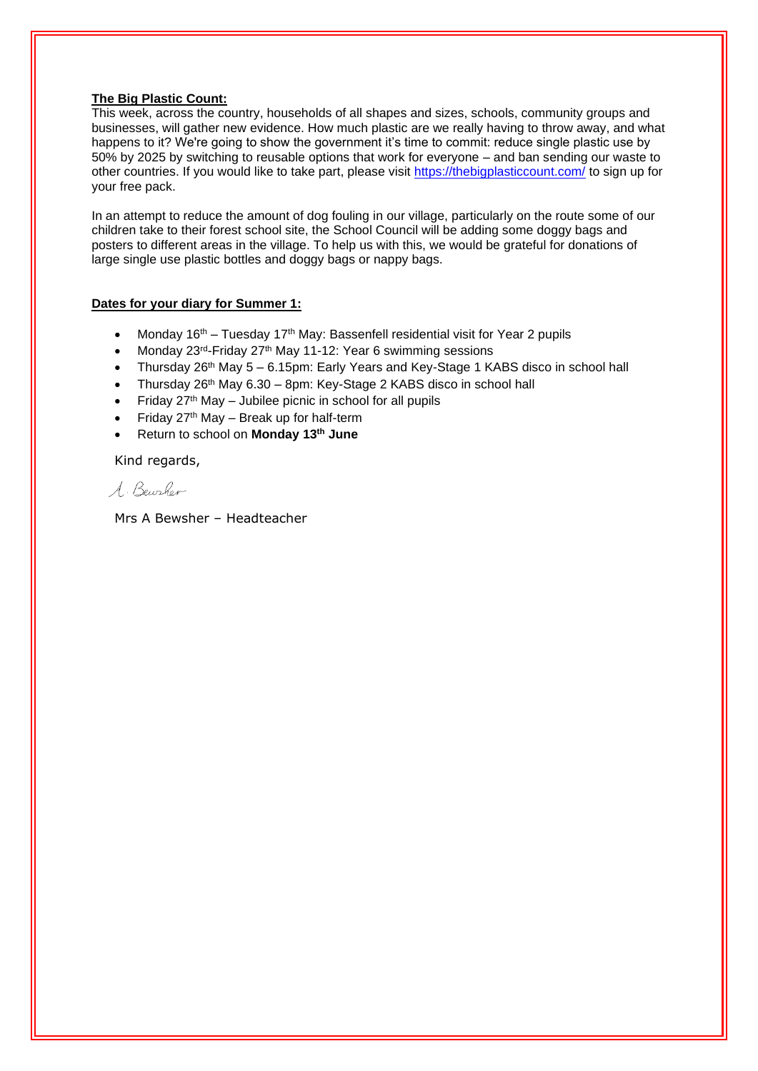**The Big Plastic Count:**

This week, across the country, households of all shapes and sizes, schools, community groups and businesses, will gather new evidence. How much plastic are we really having to throw away, and what happens to it? We're going to show the government it's time to commit: reduce single plastic use by 50% by 2025 by switching to reusable options that work for everyone – and ban sending our waste to other countries. If you would like to take part, please visit https://thebigplasticcount.com/ to sign up for your free pack.

In an attempt to reduce the amount of dog fouling in our village, particularly on the route some of our children take to their forest school site, the School Council will be adding some doggy bags and posters to different areas in the village. To help us with this, we would be grateful for donations of large single use plastic bottles and doggy bags or nappy bags.

**Dates for your diary for Summer 1:**

- Monday 16th – Tuesday 17th May: Bassenfell residential visit for Year 2 pupils
- Monday 23rd-Friday 27th May 11-12: Year 6 swimming sessions
- Thursday 26th May 5 – 6.15pm: Early Years and Key-Stage 1 KABS disco in school hall
- Thursday 26th May 6.30 – 8pm: Key-Stage 2 KABS disco in school hall
- Friday 27th May – Jubilee picnic in school for all pupils
- Friday 27th May – Break up for half-term
- Return to school on **Monday 13th June**

Kind regards,

A. Bewsher

Mrs A Bewsher – Headteacher